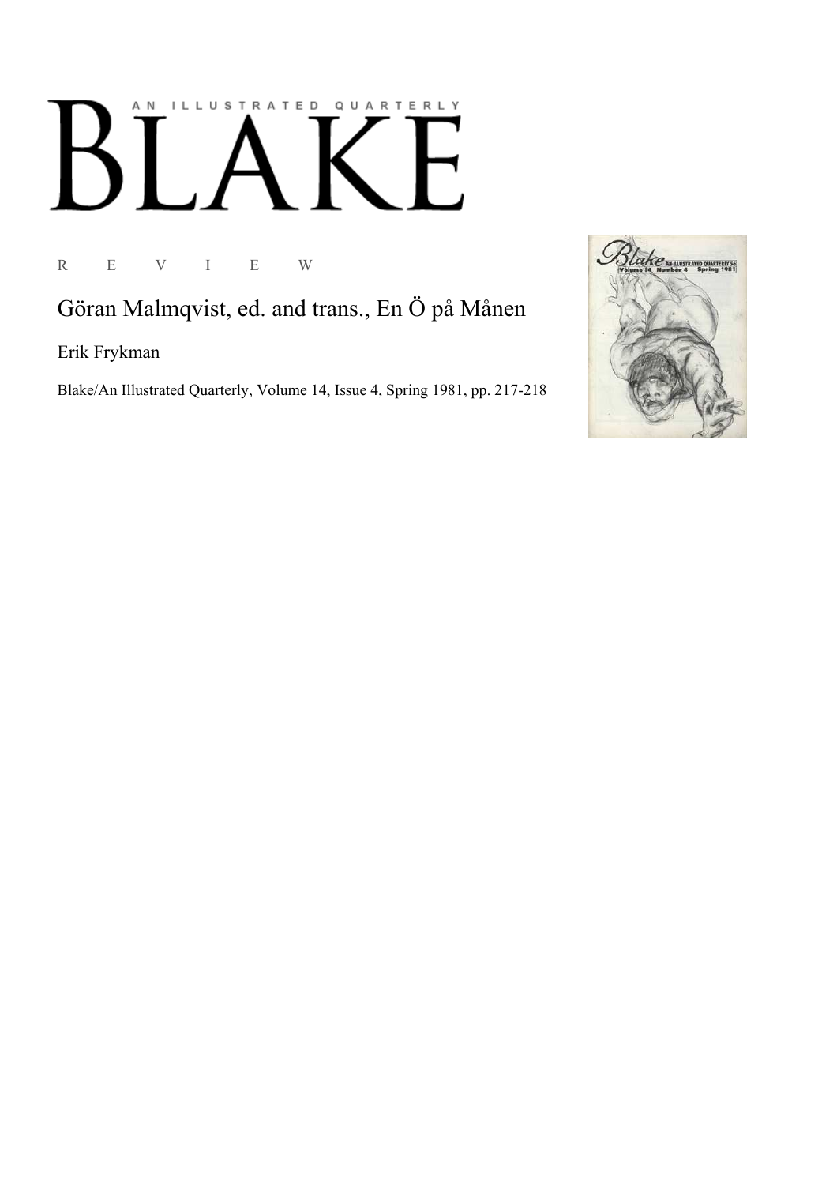AN ILLUSTRATED QUARTERLY

# BLAKE

R E V I E W

## Göran Malmqvist, ed. and trans., En Ö på Månen

Erik Frykman

Blake/An Illustrated Quarterly, Volume 14, Issue 4, Spring 1981, pp. 217-218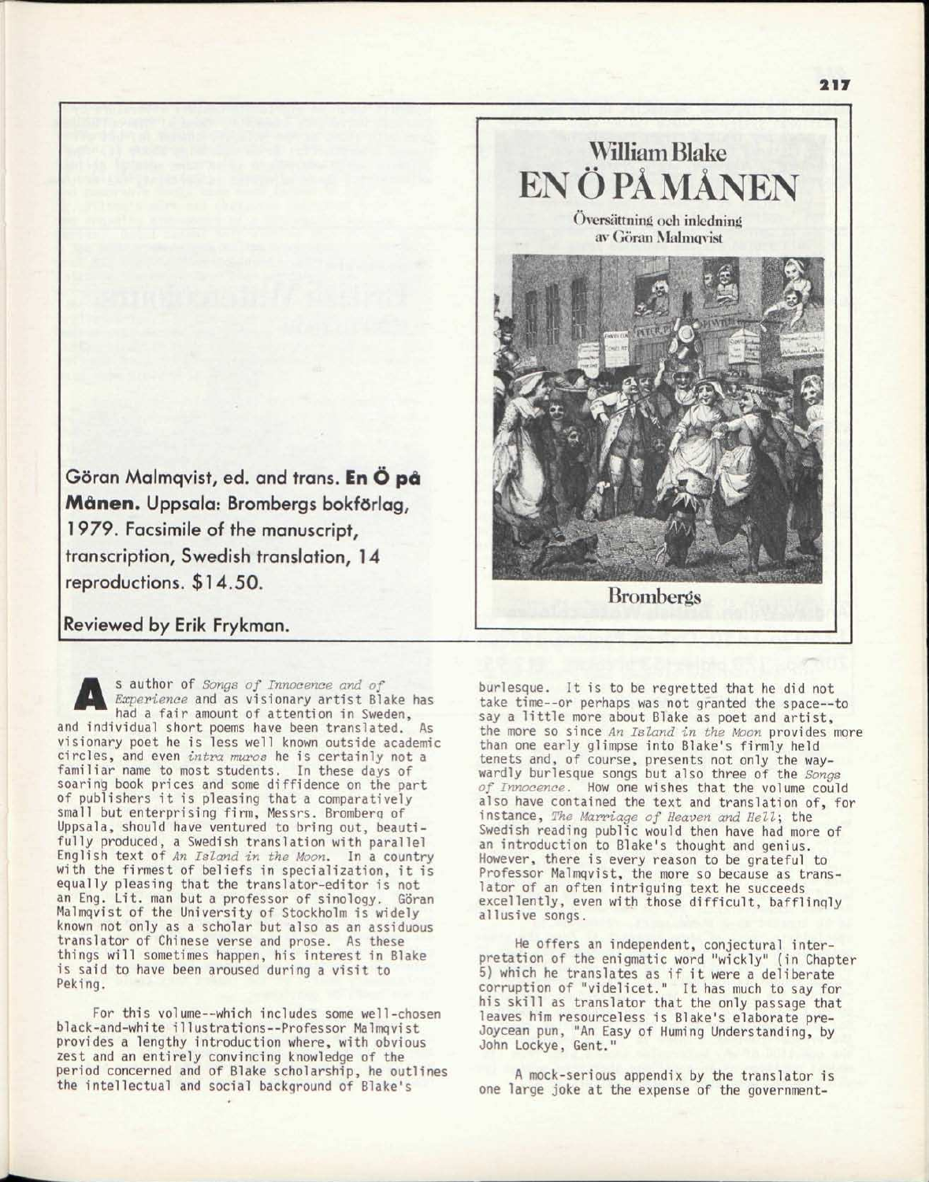Göran Malmqvist, ed. and trans. **En Ö på Månen.** Uppsala: Brombergs bokförlag, 1979. Facsimile of the manuscript, transcription, Swedish translation, 14 reproductions. $14.50.

Reviewed by Erik Frykman.

William Blake
EN Ö PÅ MÅNEN
Översättning och inledning
av Göran Malmqvist

Brombergs

As author of *Songs of Innocence and of Experience* and as visionary artist Blake has had a fair amount of attention in Sweden, and individual short poems have been translated. As visionary poet he is less well known outside academic circles, and even *intra muros* he is certainly not a familiar name to most students. In these days of soaring book prices and some diffidence on the part of publishers it is pleasing that a comparatively small but enterprising firm, Messrs. Bromberg of Uppsala, should have ventured to bring out, beautifully produced, a Swedish translation with parallel English text of *An Island in the Moon*. In a country with the firmest of beliefs in specialization, it is equally pleasing that the translator-editor is not an Eng. Lit. man but a professor of sinology. Göran Malmqvist of the University of Stockholm is widely known not only as a scholar but also as an assiduous translator of Chinese verse and prose. As these things will sometimes happen, his interest in Blake is said to have been aroused during a visit to Peking.

For this volume--which includes some well-chosen black-and-white illustrations--Professor Malmqvist provides a lengthy introduction where, with obvious zest and an entirely convincing knowledge of the period concerned and of Blake scholarship, he outlines the intellectual and social background of Blake's burlesque. It is to be regretted that he did not take time--or perhaps was not granted the space--to say a little more about Blake as poet and artist, the more so since *An Island in the Moon* provides more than one early glimpse into Blake's firmly held tenets and, of course, presents not only the waywardly burlesque songs but also three of the *Songs of Innocence*. How one wishes that the volume could also have contained the text and translation of, for instance, *The Marriage of Heaven and Hell*; the Swedish reading public would then have had more of an introduction to Blake's thought and genius. However, there is every reason to be grateful to Professor Malmqvist, the more so because as translator of an often intriguing text he succeeds excellently, even with those difficult, bafflingly allusive songs.

He offers an independent, conjectural interpretation of the enigmatic word "wickly" (in Chapter 5) which he translates as if it were a deliberate corruption of "videlicet." It has much to say for his skill as translator that the only passage that leaves him resourceless is Blake's elaborate pre-Joycean pun, "An Easy of Huming Understanding, by John Lockye, Gent."

A mock-serious appendix by the translator is one large joke at the expense of the government-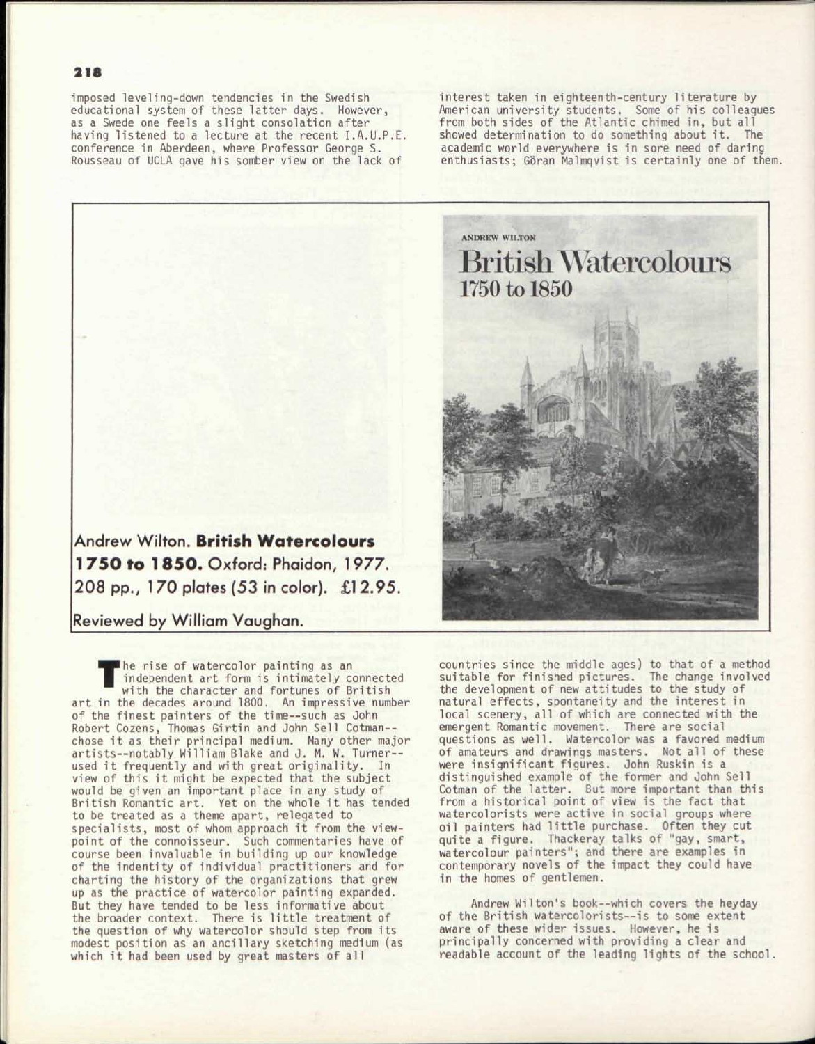imposed leveling-down tendencies in the Swedish educational system of these latter days. However, as a Swede one feels a slight consolation after having listened to a lecture at the recent I.A.U.P.E. conference in Aberdeen, where Professor George S. Rousseau of UCLA gave his somber view on the lack of interest taken in eighteenth-century literature by American university students. Some of his colleagues from both sides of the Atlantic chimed in, but all showed determination to do something about it. The academic world everywhere is in sore need of daring enthusiasts; Göran Malmqvist is certainly one of them.

ANDREW WILTON

British Watercolours 1750 to 1850

Andrew Wilton. **British Watercolours 1750 to 1850.** Oxford: Phaidon, 1977. 208 pp., 170 plates (53 in color). £12.95.

Reviewed by William Vaughan.

The rise of watercolor painting as an independent art form is intimately connected with the character and fortunes of British art in the decades around 1800. An impressive number of the finest painters of the time--such as John Robert Cozens, Thomas Girtin and John Sell Cotman--chose it as their principal medium. Many other major artists--notably William Blake and J. M. W. Turner--used it frequently and with great originality. In view of this it might be expected that the subject would be given an important place in any study of British Romantic art. Yet on the whole it has tended to be treated as a theme apart, relegated to specialists, most of whom approach it from the viewpoint of the connoisseur. Such commentaries have of course been invaluable in building up our knowledge of the indentity of individual practitioners and for charting the history of the organizations that grew up as the practice of watercolor painting expanded. But they have tended to be less informative about the broader context. There is little treatment of the question of why watercolor should step from its modest position as an ancillary sketching medium (as which it had been used by great masters of all countries since the middle ages) to that of a method suitable for finished pictures. The change involved the development of new attitudes to the study of natural effects, spontaneity and the interest in local scenery, all of which are connected with the emergent Romantic movement. There are social questions as well. Watercolor was a favored medium of amateurs and drawings masters. Not all of these were insignificant figures. John Ruskin is a distinguished example of the former and John Sell Cotman of the latter. But more important than this from a historical point of view is the fact that watercolorists were active in social groups where oil painters had little purchase. Often they cut quite a figure. Thackeray talks of "gay, smart, watercolour painters"; and there are examples in contemporary novels of the impact they could have in the homes of gentlemen.

Andrew Wilton's book--which covers the heyday of the British watercolorists--is to some extent aware of these wider issues. However, he is principally concerned with providing a clear and readable account of the leading lights of the school.